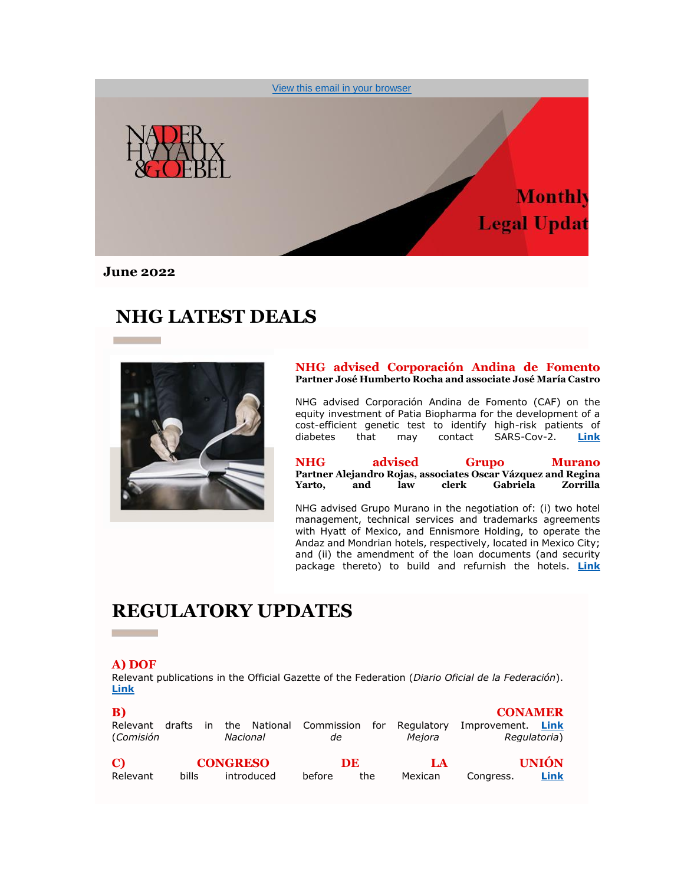View this email in your browser

Monthly Legal Update

**June 2022**

# NHG LATEST DEALS

### NHG advised Corporación Andina de Fomento

**Partner José Humberto Rocha and associate José María Castro**

NHG advised Corporación Andina de Fomento (CAF) on the equity investment of Patia Biopharma for the development of a cost-efficient genetic test to identify high-risk patients of diabetes that may contact SARS-Cov-2. **Link**

### NHG advised Grupo Murano

**Partner Alejandro Rojas, associates Oscar Vázquez and Regina Yarto, and law clerk Gabriela Zorrilla**

NHG advised Grupo Murano in the negotiation of: (i) two hotel management, technical services and trademarks agreements with Hyatt of Mexico, and Ennismore Holding, to operate the Andaz and Mondrian hotels, respectively, located in Mexico City; and (ii) the amendment of the loan documents (and security package thereto) to build and refurnish the hotels. **Link**

# REGULATORY UPDATES

### A) DOF

Relevant publications in the Official Gazette of the Federation (*Diario Oficial de la Federación*). **Link**

### B) CONAMER

Relevant drafts in the National Commission for Regulatory Improvement. **Link** (*Comisión Nacional de Mejora Regulatoria*)

### C) CONGRESO DE LA UNIÓN

Relevant bills introduced before the Mexican Congress. **Link**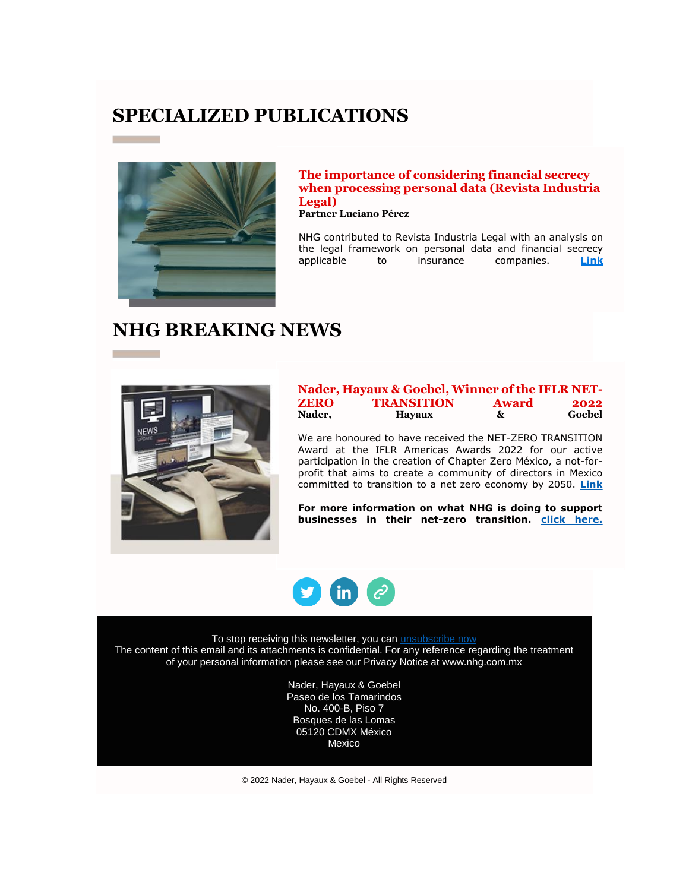# SPECIALIZED PUBLICATIONS

### The importance of considering financial secrecy when processing personal data (Revista Industria Legal)

**Partner Luciano Pérez**

NHG contributed to Revista Industria Legal with an analysis on the legal framework on personal data and financial secrecy applicable to insurance companies. **Link**

# NHG BREAKING NEWS

### Nader, Hayaux & Goebel, Winner of the IFLR NET-ZERO TRANSITION Award 2022

**Nader, Hayaux & Goebel**

We are honoured to have received the NET-ZERO TRANSITION Award at the IFLR Americas Awards 2022 for our active participation in the creation of Chapter Zero México, a not-for-profit that aims to create a community of directors in Mexico committed to transition to a net zero economy by 2050. **Link**

**For more information on what NHG is doing to support businesses in their net-zero transition. click here.**

To stop receiving this newsletter, you can unsubscribe now
The content of this email and its attachments is confidential. For any reference regarding the treatment of your personal information please see our Privacy Notice at www.nhg.com.mx

Nader, Hayaux & Goebel
Paseo de los Tamarindos
No. 400-B, Piso 7
Bosques de las Lomas
05120 CDMX México
Mexico

© 2022 Nader, Hayaux & Goebel - All Rights Reserved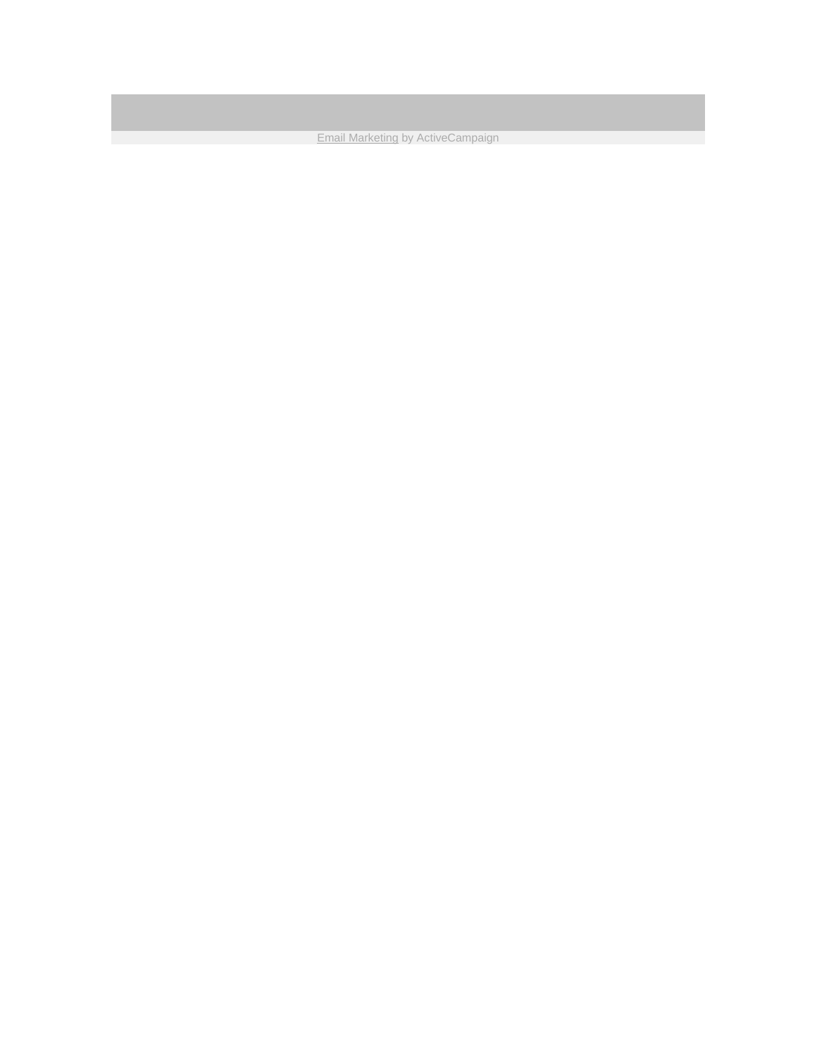[Email Marketing] by ActiveCampaign